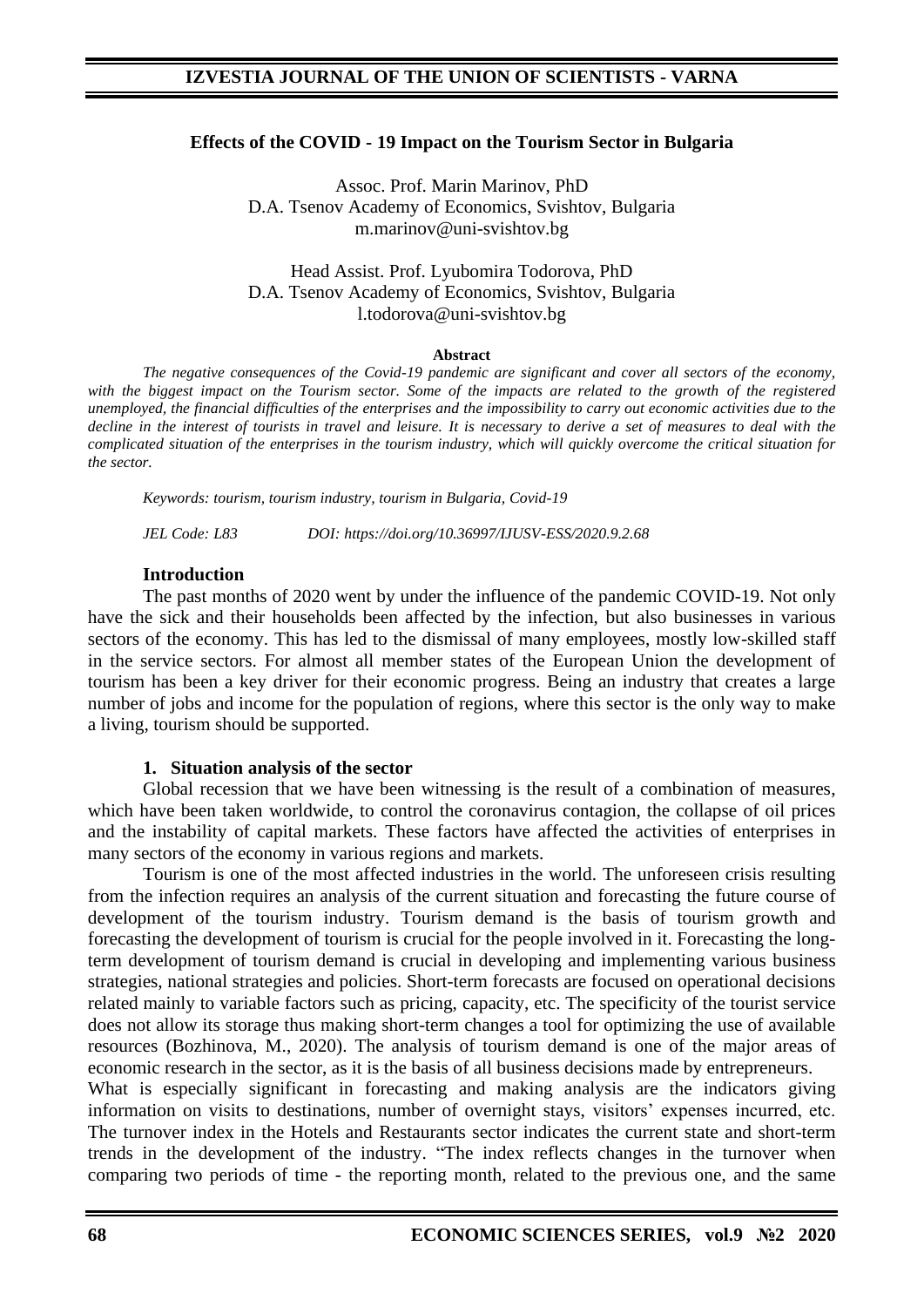# Effects of the COVID - 19 Impact on the Tourism Sector in Bulgaria

Assoc. Prof. Marin Marinov, PhD
D.A. Tsenov Academy of Economics, Svishtov, Bulgaria
m.marinov@uni-svishtov.bg

Head Assist. Prof. Lyubomira Todorova, PhD
D.A. Tsenov Academy of Economics, Svishtov, Bulgaria
l.todorova@uni-svishtov.bg

**Abstract**

*The negative consequences of the Covid-19 pandemic are significant and cover all sectors of the economy, with the biggest impact on the Tourism sector. Some of the impacts are related to the growth of the registered unemployed, the financial difficulties of the enterprises and the impossibility to carry out economic activities due to the decline in the interest of tourists in travel and leisure. It is necessary to derive a set of measures to deal with the complicated situation of the enterprises in the tourism industry, which will quickly overcome the critical situation for the sector.*

*Keywords: tourism, tourism industry, tourism in Bulgaria, Covid-19*

*JEL Code: L83* *DOI: https://doi.org/10.36997/IJUSV-ESS/2020.9.2.68*

## Introduction

The past months of 2020 went by under the influence of the pandemic COVID-19. Not only have the sick and their households been affected by the infection, but also businesses in various sectors of the economy. This has led to the dismissal of many employees, mostly low-skilled staff in the service sectors. For almost all member states of the European Union the development of tourism has been a key driver for their economic progress. Being an industry that creates a large number of jobs and income for the population of regions, where this sector is the only way to make a living, tourism should be supported.

## 1. Situation analysis of the sector

Global recession that we have been witnessing is the result of a combination of measures, which have been taken worldwide, to control the coronavirus contagion, the collapse of oil prices and the instability of capital markets. These factors have affected the activities of enterprises in many sectors of the economy in various regions and markets.

Tourism is one of the most affected industries in the world. The unforeseen crisis resulting from the infection requires an analysis of the current situation and forecasting the future course of development of the tourism industry. Tourism demand is the basis of tourism growth and forecasting the development of tourism is crucial for the people involved in it. Forecasting the long-term development of tourism demand is crucial in developing and implementing various business strategies, national strategies and policies. Short-term forecasts are focused on operational decisions related mainly to variable factors such as pricing, capacity, etc. The specificity of the tourist service does not allow its storage thus making short-term changes a tool for optimizing the use of available resources (Bozhinova, M., 2020). The analysis of tourism demand is one of the major areas of economic research in the sector, as it is the basis of all business decisions made by entrepreneurs.

What is especially significant in forecasting and making analysis are the indicators giving information on visits to destinations, number of overnight stays, visitors' expenses incurred, etc. The turnover index in the Hotels and Restaurants sector indicates the current state and short-term trends in the development of the industry. "The index reflects changes in the turnover when comparing two periods of time - the reporting month, related to the previous one, and the same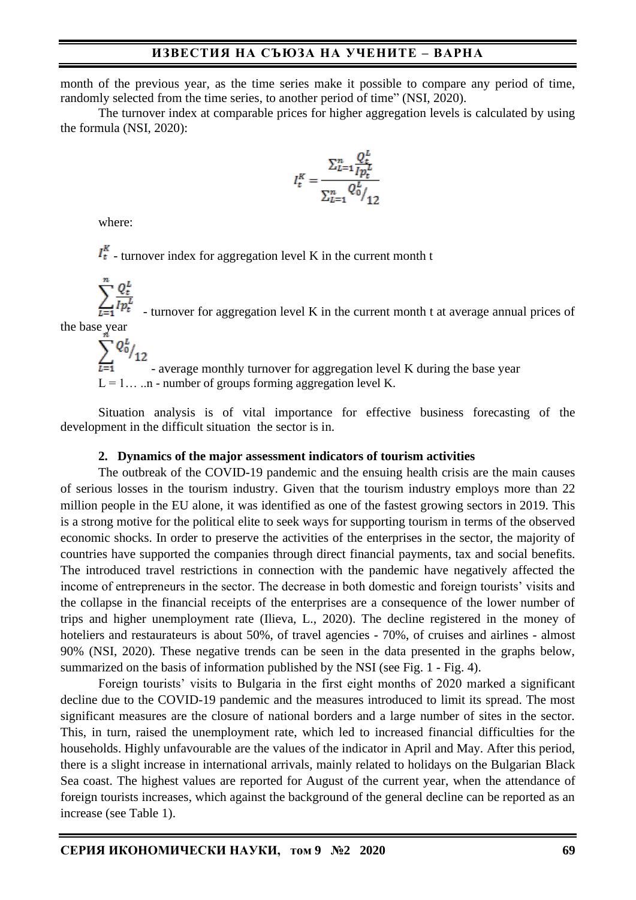month of the previous year, as the time series make it possible to compare any period of time, randomly selected from the time series, to another period of time" (NSI, 2020).

The turnover index at comparable prices for higher aggregation levels is calculated by using the formula (NSI, 2020):

$$I_t^K = \frac{\sum_{L=1}^{n} \frac{Q_t^L}{Ip_t^L}}{\sum_{L=1}^{n} Q_0^L/_{12}}$$

where:

$I_t^K$ - turnover index for aggregation level K in the current month t

$\sum_{L=1}^{n} \frac{Q_t^L}{Ip_t^L}$ - turnover for aggregation level K in the current month t at average annual prices of the base year

$\sum_{L=1}^{n} Q_0^L/_{12}$ - average monthly turnover for aggregation level K during the base year

L = 1… ..n - number of groups forming aggregation level K.

Situation analysis is of vital importance for effective business forecasting of the development in the difficult situation the sector is in.

### 2. Dynamics of the major assessment indicators of tourism activities

The outbreak of the COVID-19 pandemic and the ensuing health crisis are the main causes of serious losses in the tourism industry. Given that the tourism industry employs more than 22 million people in the EU alone, it was identified as one of the fastest growing sectors in 2019. This is a strong motive for the political elite to seek ways for supporting tourism in terms of the observed economic shocks. In order to preserve the activities of the enterprises in the sector, the majority of countries have supported the companies through direct financial payments, tax and social benefits. The introduced travel restrictions in connection with the pandemic have negatively affected the income of entrepreneurs in the sector. The decrease in both domestic and foreign tourists' visits and the collapse in the financial receipts of the enterprises are a consequence of the lower number of trips and higher unemployment rate (Ilieva, L., 2020). The decline registered in the money of hoteliers and restaurateurs is about 50%, of travel agencies - 70%, of cruises and airlines - almost 90% (NSI, 2020). These negative trends can be seen in the data presented in the graphs below, summarized on the basis of information published by the NSI (see Fig. 1 - Fig. 4).

Foreign tourists' visits to Bulgaria in the first eight months of 2020 marked a significant decline due to the COVID-19 pandemic and the measures introduced to limit its spread. The most significant measures are the closure of national borders and a large number of sites in the sector. This, in turn, raised the unemployment rate, which led to increased financial difficulties for the households. Highly unfavourable are the values of the indicator in April and May. After this period, there is a slight increase in international arrivals, mainly related to holidays on the Bulgarian Black Sea coast. The highest values are reported for August of the current year, when the attendance of foreign tourists increases, which against the background of the general decline can be reported as an increase (see Table 1).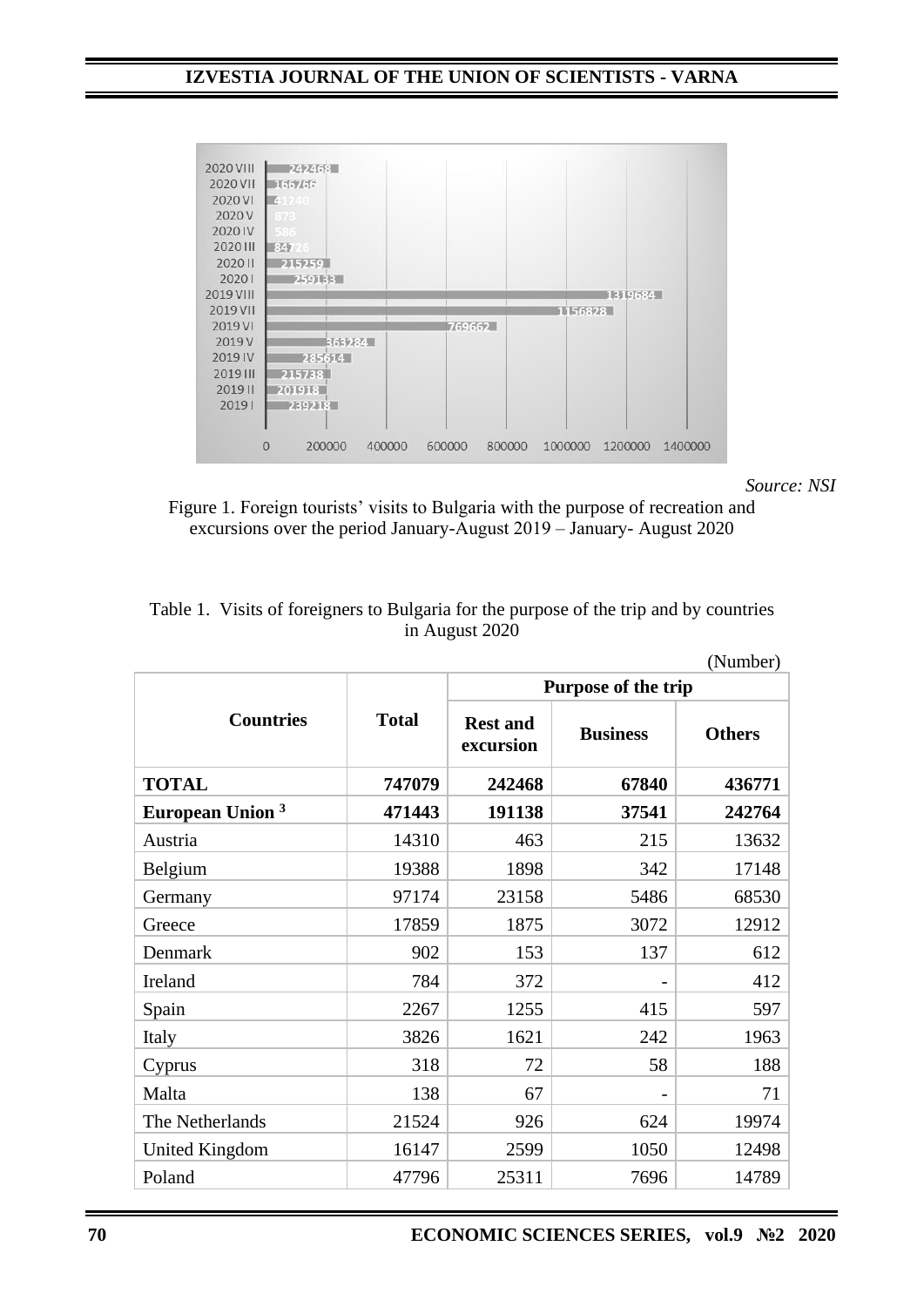Source: NSI

Figure 1. Foreign tourists' visits to Bulgaria with the purpose of recreation and excursions over the period January-August 2019 – January- August 2020

Table 1. Visits of foreigners to Bulgaria for the purpose of the trip and by countries in August 2020

(Number)

| Countries | Total | Purpose of the trip | | |
|---|---|---|---|---|
| | | Rest and excursion | Business | Others |
| **TOTAL** | **747079** | **242468** | **67840** | **436771** |
| **European Union [3]** | **471443** | **191138** | **37541** | **242764** |
| Austria | 14310 | 463 | 215 | 13632 |
| Belgium | 19388 | 1898 | 342 | 17148 |
| Germany | 97174 | 23158 | 5486 | 68530 |
| Greece | 17859 | 1875 | 3072 | 12912 |
| Denmark | 902 | 153 | 137 | 612 |
| Ireland | 784 | 372 | - | 412 |
| Spain | 2267 | 1255 | 415 | 597 |
| Italy | 3826 | 1621 | 242 | 1963 |
| Cyprus | 318 | 72 | 58 | 188 |
| Malta | 138 | 67 | - | 71 |
| The Netherlands | 21524 | 926 | 624 | 19974 |
| United Kingdom | 16147 | 2599 | 1050 | 12498 |
| Poland | 47796 | 25311 | 7696 | 14789 |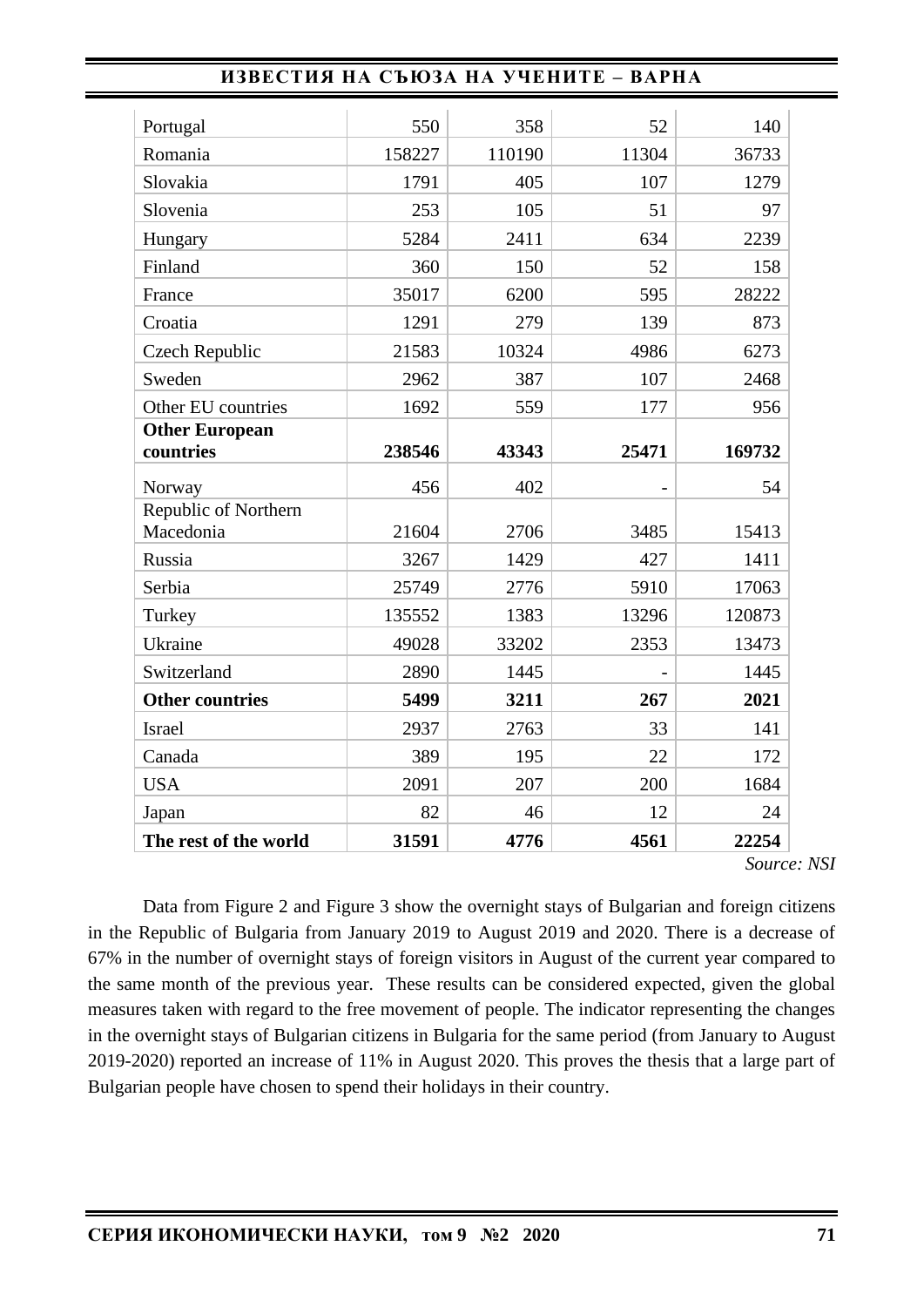| | | | | |
|---|---|---|---|---|
| Portugal | 550 | 358 | 52 | 140 |
| Romania | 158227 | 110190 | 11304 | 36733 |
| Slovakia | 1791 | 405 | 107 | 1279 |
| Slovenia | 253 | 105 | 51 | 97 |
| Hungary | 5284 | 2411 | 634 | 2239 |
| Finland | 360 | 150 | 52 | 158 |
| France | 35017 | 6200 | 595 | 28222 |
| Croatia | 1291 | 279 | 139 | 873 |
| Czech Republic | 21583 | 10324 | 4986 | 6273 |
| Sweden | 2962 | 387 | 107 | 2468 |
| Other EU countries | 1692 | 559 | 177 | 956 |
| **Other European countries** | **238546** | **43343** | **25471** | **169732** |
| Norway | 456 | 402 | - | 54 |
| Republic of Northern Macedonia | 21604 | 2706 | 3485 | 15413 |
| Russia | 3267 | 1429 | 427 | 1411 |
| Serbia | 25749 | 2776 | 5910 | 17063 |
| Turkey | 135552 | 1383 | 13296 | 120873 |
| Ukraine | 49028 | 33202 | 2353 | 13473 |
| Switzerland | 2890 | 1445 | - | 1445 |
| **Other countries** | **5499** | **3211** | **267** | **2021** |
| Israel | 2937 | 2763 | 33 | 141 |
| Canada | 389 | 195 | 22 | 172 |
| USA | 2091 | 207 | 200 | 1684 |
| Japan | 82 | 46 | 12 | 24 |
| **The rest of the world** | **31591** | **4776** | **4561** | **22254** |

*Source: NSI*

Data from Figure 2 and Figure 3 show the overnight stays of Bulgarian and foreign citizens in the Republic of Bulgaria from January 2019 to August 2019 and 2020. There is a decrease of 67% in the number of overnight stays of foreign visitors in August of the current year compared to the same month of the previous year. These results can be considered expected, given the global measures taken with regard to the free movement of people. The indicator representing the changes in the overnight stays of Bulgarian citizens in Bulgaria for the same period (from January to August 2019-2020) reported an increase of 11% in August 2020. This proves the thesis that a large part of Bulgarian people have chosen to spend their holidays in their country.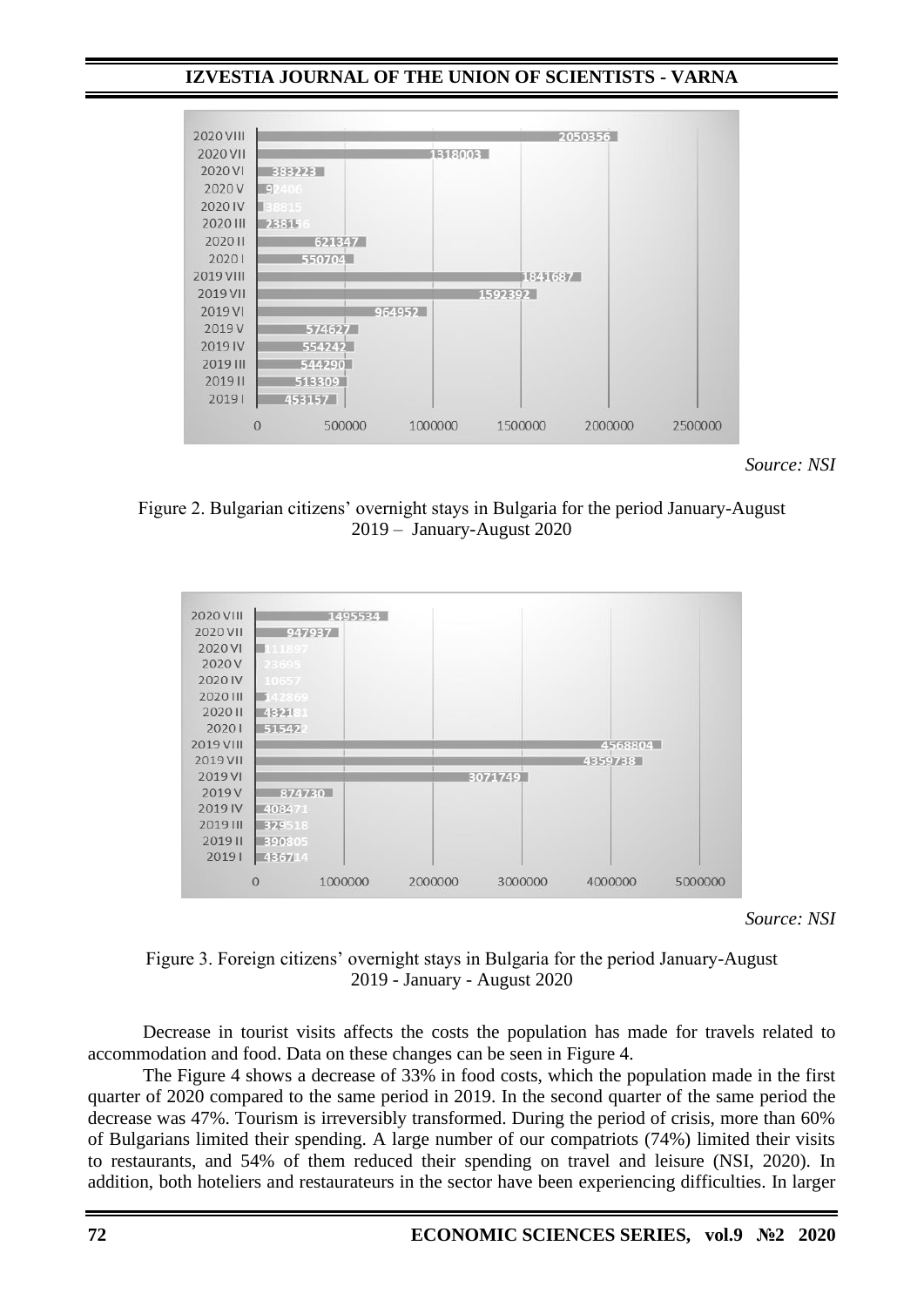Source: NSI

Figure 2. Bulgarian citizens' overnight stays in Bulgaria for the period January-August 2019 – January-August 2020

Source: NSI

Figure 3. Foreign citizens' overnight stays in Bulgaria for the period January-August 2019 - January - August 2020

Decrease in tourist visits affects the costs the population has made for travels related to accommodation and food. Data on these changes can be seen in Figure 4.

The Figure 4 shows a decrease of 33% in food costs, which the population made in the first quarter of 2020 compared to the same period in 2019. In the second quarter of the same period the decrease was 47%. Tourism is irreversibly transformed. During the period of crisis, more than 60% of Bulgarians limited their spending. A large number of our compatriots (74%) limited their visits to restaurants, and 54% of them reduced their spending on travel and leisure (NSI, 2020). In addition, both hoteliers and restaurateurs in the sector have been experiencing difficulties. In larger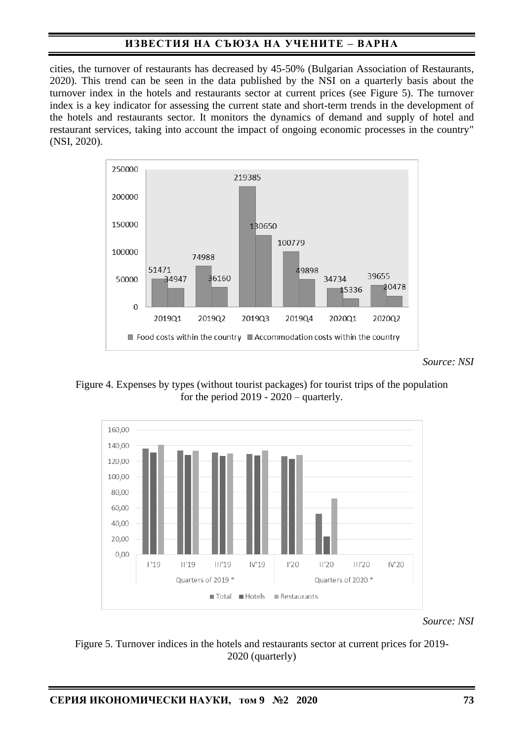cities, the turnover of restaurants has decreased by 45-50% (Bulgarian Association of Restaurants, 2020). This trend can be seen in the data published by the NSI on a quarterly basis about the turnover index in the hotels and restaurants sector at current prices (see Figure 5). The turnover index is a key indicator for assessing the current state and short-term trends in the development of the hotels and restaurants sector. It monitors the dynamics of demand and supply of hotel and restaurant services, taking into account the impact of ongoing economic processes in the country" (NSI, 2020).

*Source: NSI*

Figure 4. Expenses by types (without tourist packages) for tourist trips of the population for the period 2019 - 2020 – quarterly.

*Source: NSI*

Figure 5. Turnover indices in the hotels and restaurants sector at current prices for 2019-2020 (quarterly)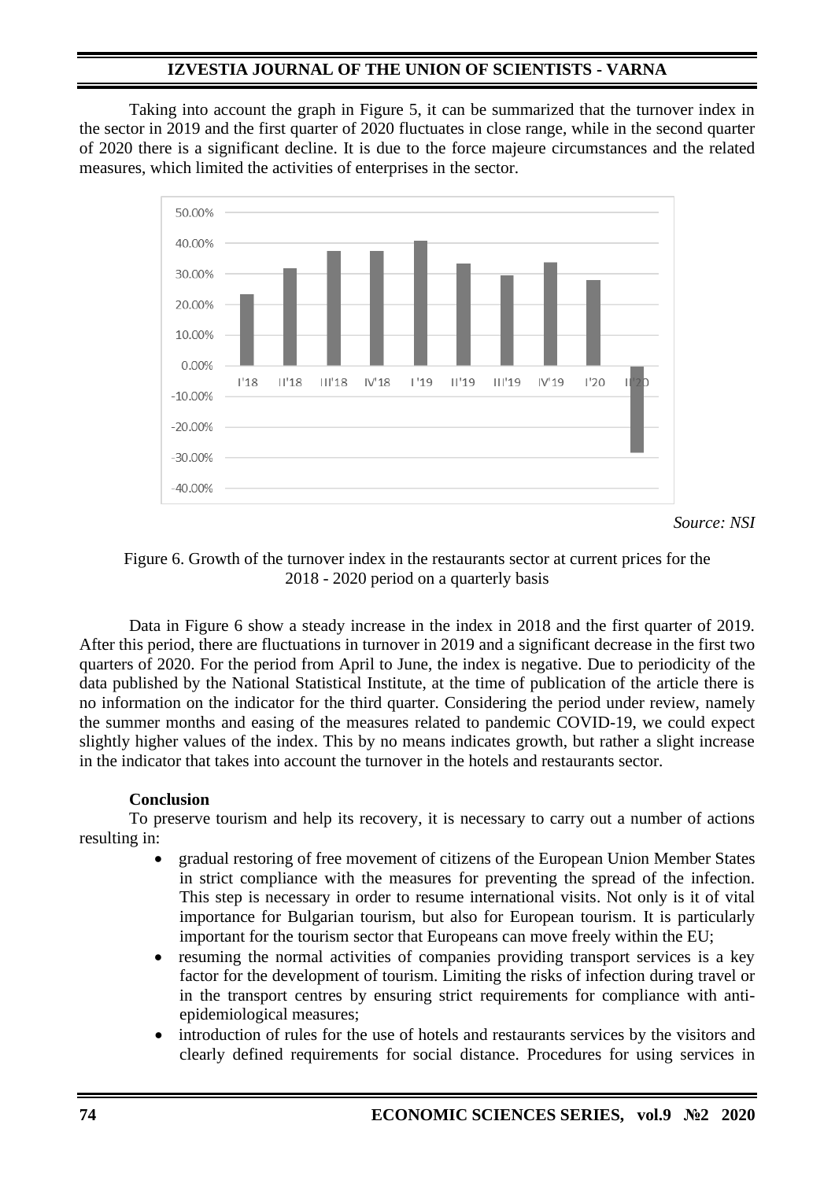Taking into account the graph in Figure 5, it can be summarized that the turnover index in the sector in 2019 and the first quarter of 2020 fluctuates in close range, while in the second quarter of 2020 there is a significant decline. It is due to the force majeure circumstances and the related measures, which limited the activities of enterprises in the sector.

*Source: NSI*

Figure 6. Growth of the turnover index in the restaurants sector at current prices for the 2018 - 2020 period on a quarterly basis

Data in Figure 6 show a steady increase in the index in 2018 and the first quarter of 2019. After this period, there are fluctuations in turnover in 2019 and a significant decrease in the first two quarters of 2020. For the period from April to June, the index is negative. Due to periodicity of the data published by the National Statistical Institute, at the time of publication of the article there is no information on the indicator for the third quarter. Considering the period under review, namely the summer months and easing of the measures related to pandemic COVID-19, we could expect slightly higher values of the index. This by no means indicates growth, but rather a slight increase in the indicator that takes into account the turnover in the hotels and restaurants sector.

**Conclusion**

To preserve tourism and help its recovery, it is necessary to carry out a number of actions resulting in:

- gradual restoring of free movement of citizens of the European Union Member States in strict compliance with the measures for preventing the spread of the infection. This step is necessary in order to resume international visits. Not only is it of vital importance for Bulgarian tourism, but also for European tourism. It is particularly important for the tourism sector that Europeans can move freely within the EU;
- resuming the normal activities of companies providing transport services is a key factor for the development of tourism. Limiting the risks of infection during travel or in the transport centres by ensuring strict requirements for compliance with anti-epidemiological measures;
- introduction of rules for the use of hotels and restaurants services by the visitors and clearly defined requirements for social distance. Procedures for using services in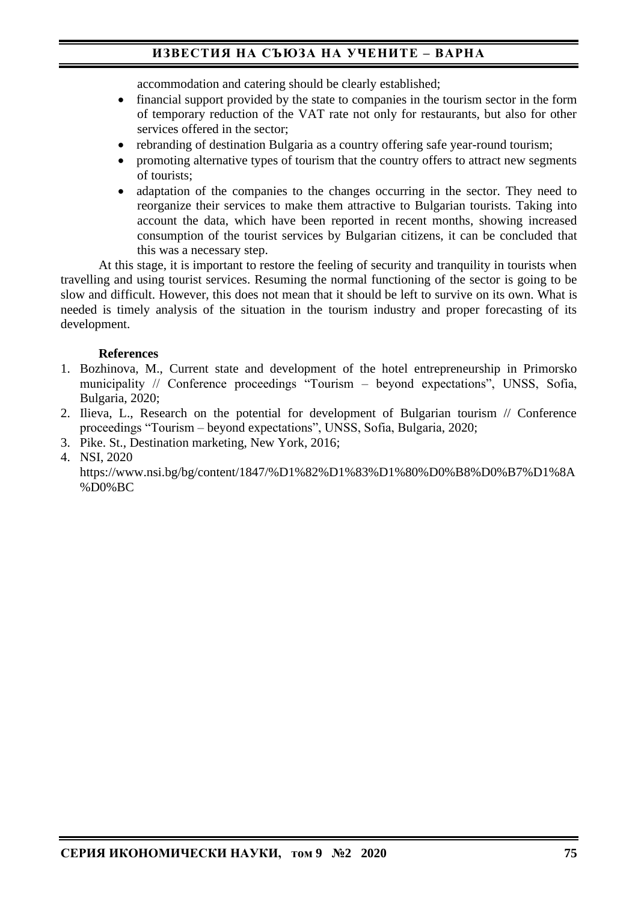accommodation and catering should be clearly established;

- financial support provided by the state to companies in the tourism sector in the form of temporary reduction of the VAT rate not only for restaurants, but also for other services offered in the sector;
- rebranding of destination Bulgaria as a country offering safe year-round tourism;
- promoting alternative types of tourism that the country offers to attract new segments of tourists;
- adaptation of the companies to the changes occurring in the sector. They need to reorganize their services to make them attractive to Bulgarian tourists. Taking into account the data, which have been reported in recent months, showing increased consumption of the tourist services by Bulgarian citizens, it can be concluded that this was a necessary step.

At this stage, it is important to restore the feeling of security and tranquility in tourists when travelling and using tourist services. Resuming the normal functioning of the sector is going to be slow and difficult. However, this does not mean that it should be left to survive on its own. What is needed is timely analysis of the situation in the tourism industry and proper forecasting of its development.

**References**

1. Bozhinova, M., Current state and development of the hotel entrepreneurship in Primorsko municipality // Conference proceedings "Tourism – beyond expectations", UNSS, Sofia, Bulgaria, 2020;
2. Ilieva, L., Research on the potential for development of Bulgarian tourism // Conference proceedings "Tourism – beyond expectations", UNSS, Sofia, Bulgaria, 2020;
3. Pike. St., Destination marketing, New York, 2016;
4. NSI, 2020 https://www.nsi.bg/bg/content/1847/%D1%82%D1%83%D1%80%D0%B8%D0%B7%D1%8A%D0%BC